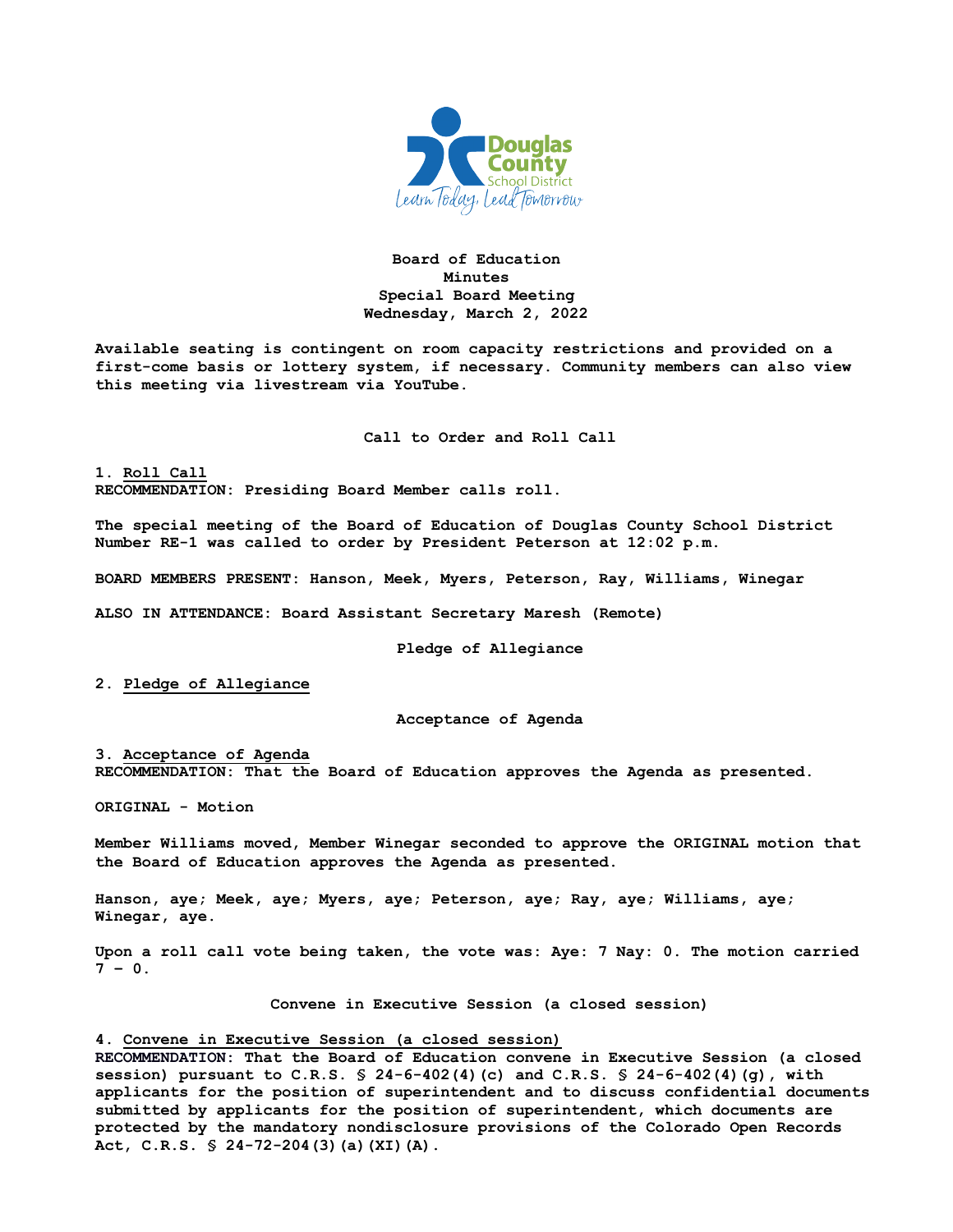# Board of Education
## Minutes
## Special Board Meeting
## Wednesday, March 2, 2022

**Available seating is contingent on room capacity restrictions and provided on a first-come basis or lottery system, if necessary. Community members can also view this meeting via livestream via YouTube.**

### Call to Order and Roll Call

**1. Roll Call**
**RECOMMENDATION: Presiding Board Member calls roll.**

**The special meeting of the Board of Education of Douglas County School District Number RE-1 was called to order by President Peterson at 12:02 p.m.**

**BOARD MEMBERS PRESENT: Hanson, Meek, Myers, Peterson, Ray, Williams, Winegar**

**ALSO IN ATTENDANCE: Board Assistant Secretary Maresh (Remote)**

### Pledge of Allegiance

**2. Pledge of Allegiance**

### Acceptance of Agenda

**3. Acceptance of Agenda**
**RECOMMENDATION: That the Board of Education approves the Agenda as presented.**

**ORIGINAL - Motion**

**Member Williams moved, Member Winegar seconded to approve the ORIGINAL motion that the Board of Education approves the Agenda as presented.**

**Hanson, aye; Meek, aye; Myers, aye; Peterson, aye; Ray, aye; Williams, aye; Winegar, aye.**

**Upon a roll call vote being taken, the vote was: Aye: 7 Nay: 0. The motion carried 7 – 0.**

### Convene in Executive Session (a closed session)

**4. Convene in Executive Session (a closed session)**
**RECOMMENDATION: That the Board of Education convene in Executive Session (a closed session) pursuant to C.R.S. § 24-6-402(4)(c) and C.R.S. § 24-6-402(4)(g), with applicants for the position of superintendent and to discuss confidential documents submitted by applicants for the position of superintendent, which documents are protected by the mandatory nondisclosure provisions of the Colorado Open Records Act, C.R.S. § 24-72-204(3)(a)(XI)(A).**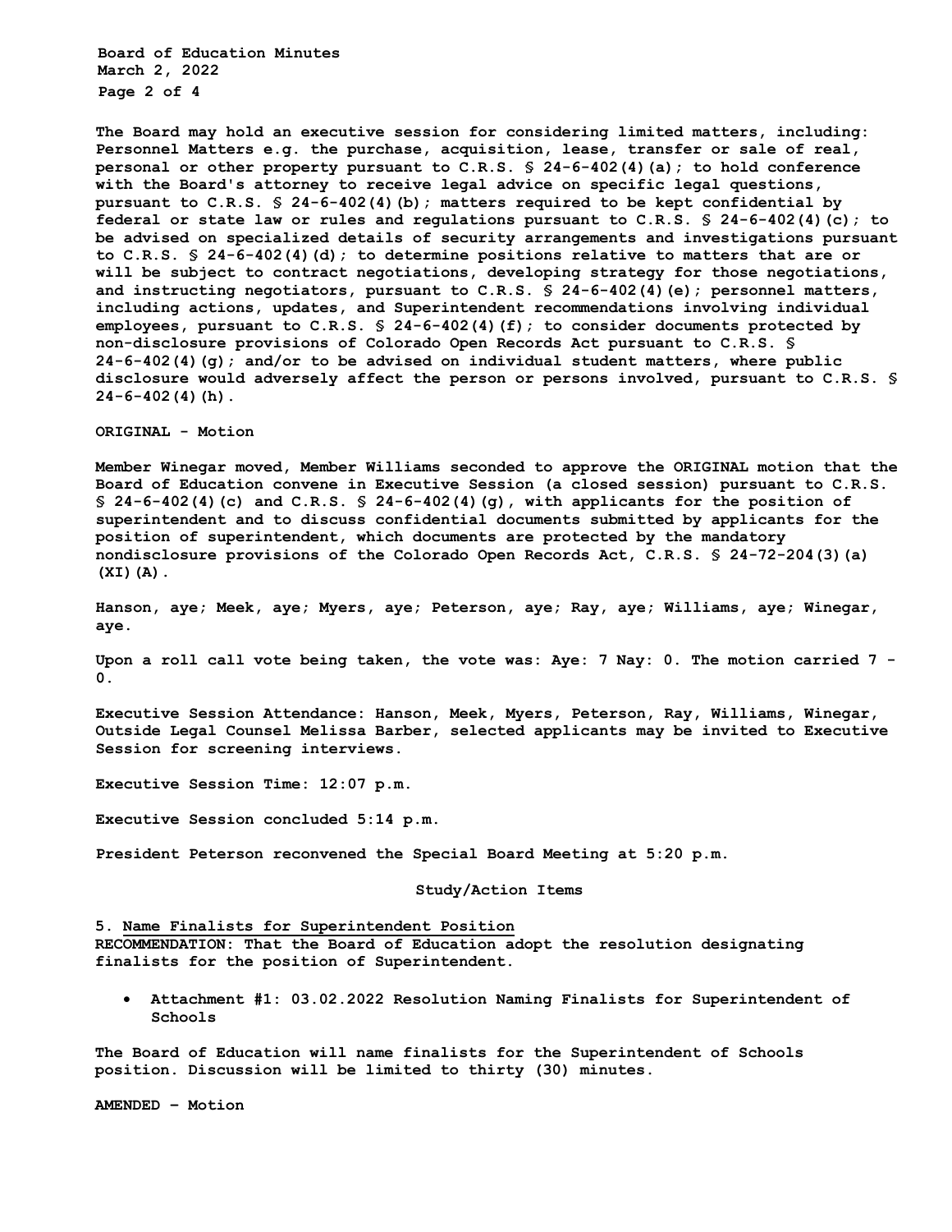The Board may hold an executive session for considering limited matters, including: Personnel Matters e.g. the purchase, acquisition, lease, transfer or sale of real, personal or other property pursuant to C.R.S. § 24-6-402(4)(a); to hold conference with the Board's attorney to receive legal advice on specific legal questions, pursuant to C.R.S. § 24-6-402(4)(b); matters required to be kept confidential by federal or state law or rules and regulations pursuant to C.R.S. § 24-6-402(4)(c); to be advised on specialized details of security arrangements and investigations pursuant to C.R.S. § 24-6-402(4)(d); to determine positions relative to matters that are or will be subject to contract negotiations, developing strategy for those negotiations, and instructing negotiators, pursuant to C.R.S. § 24-6-402(4)(e); personnel matters, including actions, updates, and Superintendent recommendations involving individual employees, pursuant to C.R.S. § 24-6-402(4)(f); to consider documents protected by non-disclosure provisions of Colorado Open Records Act pursuant to C.R.S. § 24-6-402(4)(g); and/or to be advised on individual student matters, where public disclosure would adversely affect the person or persons involved, pursuant to C.R.S. § 24-6-402(4)(h).

**ORIGINAL - Motion**

Member Winegar moved, Member Williams seconded to approve the ORIGINAL motion that the Board of Education convene in Executive Session (a closed session) pursuant to C.R.S. § 24-6-402(4)(c) and C.R.S. § 24-6-402(4)(g), with applicants for the position of superintendent and to discuss confidential documents submitted by applicants for the position of superintendent, which documents are protected by the mandatory nondisclosure provisions of the Colorado Open Records Act, C.R.S. § 24-72-204(3)(a)(XI)(A).

Hanson, aye; Meek, aye; Myers, aye; Peterson, aye; Ray, aye; Williams, aye; Winegar, aye.

Upon a roll call vote being taken, the vote was: Aye: 7 Nay: 0. The motion carried 7 - 0.

Executive Session Attendance: Hanson, Meek, Myers, Peterson, Ray, Williams, Winegar, Outside Legal Counsel Melissa Barber, selected applicants may be invited to Executive Session for screening interviews.

Executive Session Time: 12:07 p.m.

Executive Session concluded 5:14 p.m.

President Peterson reconvened the Special Board Meeting at 5:20 p.m.

## Study/Action Items

**5. <u>Name Finalists for Superintendent Position</u>**
RECOMMENDATION: That the Board of Education adopt the resolution designating finalists for the position of Superintendent.

- Attachment #1: 03.02.2022 Resolution Naming Finalists for Superintendent of Schools

The Board of Education will name finalists for the Superintendent of Schools position. Discussion will be limited to thirty (30) minutes.

**AMENDED – Motion**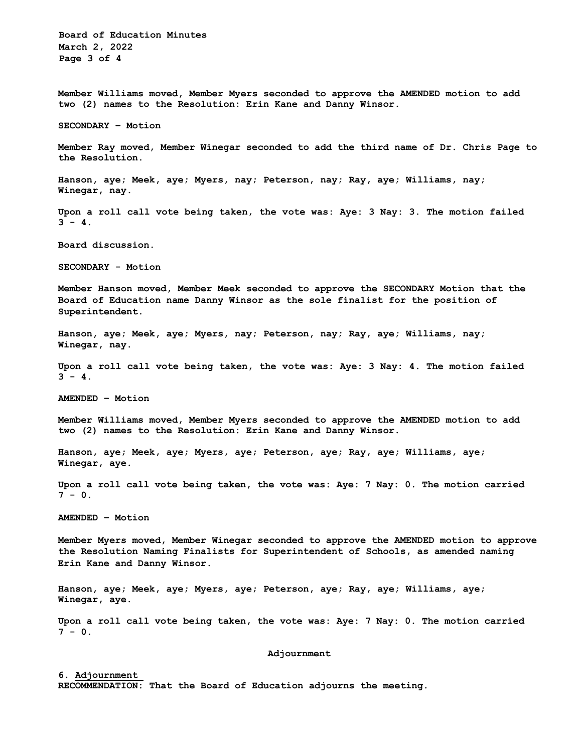Member Williams moved, Member Myers seconded to approve the AMENDED motion to add two (2) names to the Resolution: Erin Kane and Danny Winsor.

SECONDARY – Motion

Member Ray moved, Member Winegar seconded to add the third name of Dr. Chris Page to the Resolution.

Hanson, aye; Meek, aye; Myers, nay; Peterson, nay; Ray, aye; Williams, nay; Winegar, nay.

Upon a roll call vote being taken, the vote was: Aye: 3 Nay: 3. The motion failed 3 - 4.

Board discussion.

SECONDARY - Motion

Member Hanson moved, Member Meek seconded to approve the SECONDARY Motion that the Board of Education name Danny Winsor as the sole finalist for the position of Superintendent.

Hanson, aye; Meek, aye; Myers, nay; Peterson, nay; Ray, aye; Williams, nay; Winegar, nay.

Upon a roll call vote being taken, the vote was: Aye: 3 Nay: 4. The motion failed 3 - 4.

AMENDED – Motion

Member Williams moved, Member Myers seconded to approve the AMENDED motion to add two (2) names to the Resolution: Erin Kane and Danny Winsor.

Hanson, aye; Meek, aye; Myers, aye; Peterson, aye; Ray, aye; Williams, aye; Winegar, aye.

Upon a roll call vote being taken, the vote was: Aye: 7 Nay: 0. The motion carried 7 - 0.

AMENDED – Motion

Member Myers moved, Member Winegar seconded to approve the AMENDED motion to approve the Resolution Naming Finalists for Superintendent of Schools, as amended naming Erin Kane and Danny Winsor.

Hanson, aye; Meek, aye; Myers, aye; Peterson, aye; Ray, aye; Williams, aye; Winegar, aye.

Upon a roll call vote being taken, the vote was: Aye: 7 Nay: 0. The motion carried 7 - 0.

## Adjournment

6. <u>Adjournment</u>
RECOMMENDATION: That the Board of Education adjourns the meeting.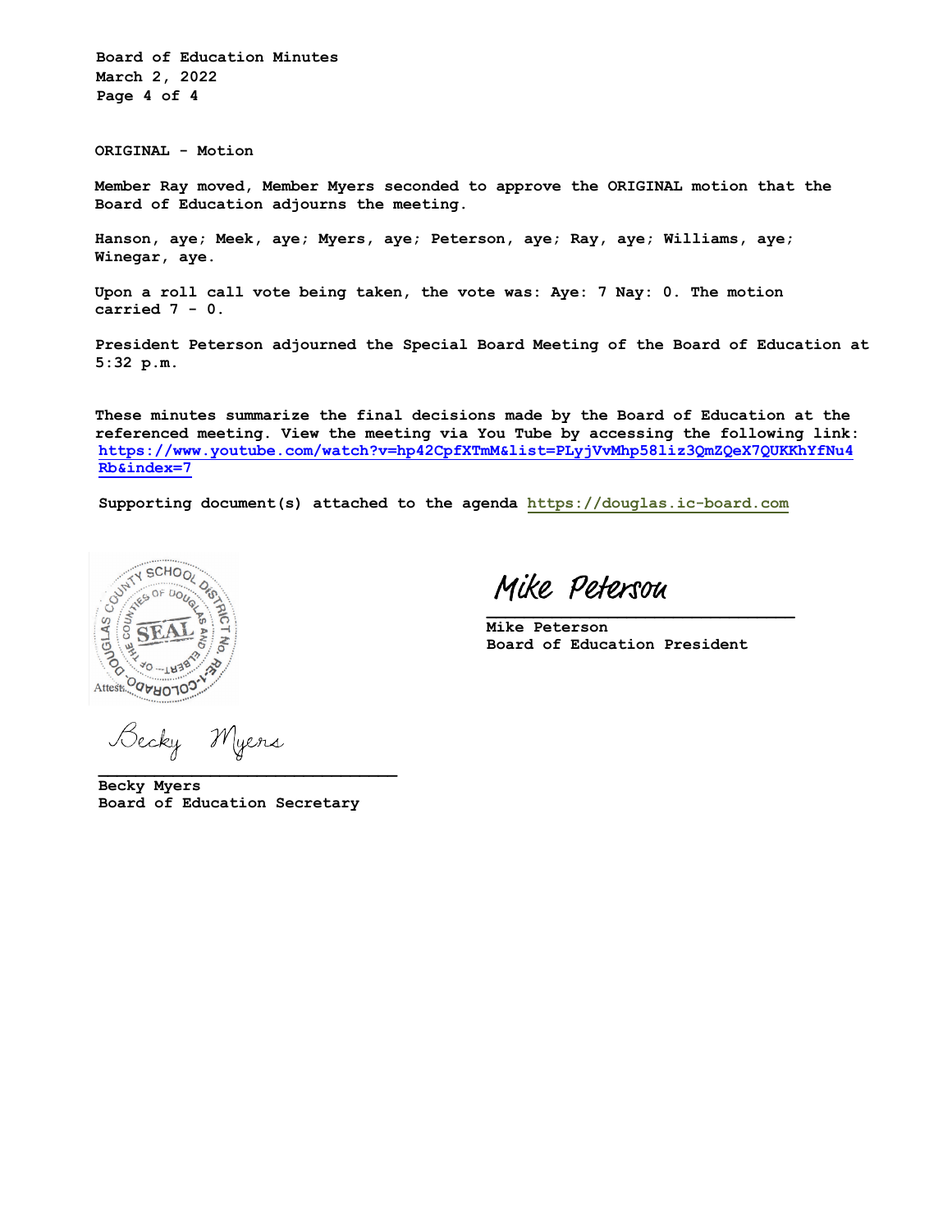**ORIGINAL - Motion**

**Member Ray moved, Member Myers seconded to approve the ORIGINAL motion that the Board of Education adjourns the meeting.**

**Hanson, aye; Meek, aye; Myers, aye; Peterson, aye; Ray, aye; Williams, aye; Winegar, aye.**

**Upon a roll call vote being taken, the vote was: Aye: 7 Nay: 0. The motion carried 7 - 0.**

**President Peterson adjourned the Special Board Meeting of the Board of Education at 5:32 p.m.**

**These minutes summarize the final decisions made by the Board of Education at the referenced meeting. View the meeting via You Tube by accessing the following link: https://www.youtube.com/watch?v=hp42CpfXTmM&list=PLyjVvMhp58liz3QmZQeX7QUKKhYfNu4Rb&index=7**

**Supporting document(s) attached to the agenda https://douglas.ic-board.com**

Mike Peterson

**Mike Peterson**
**Board of Education President**

Attest:

Becky Myers

**Becky Myers**
**Board of Education Secretary**